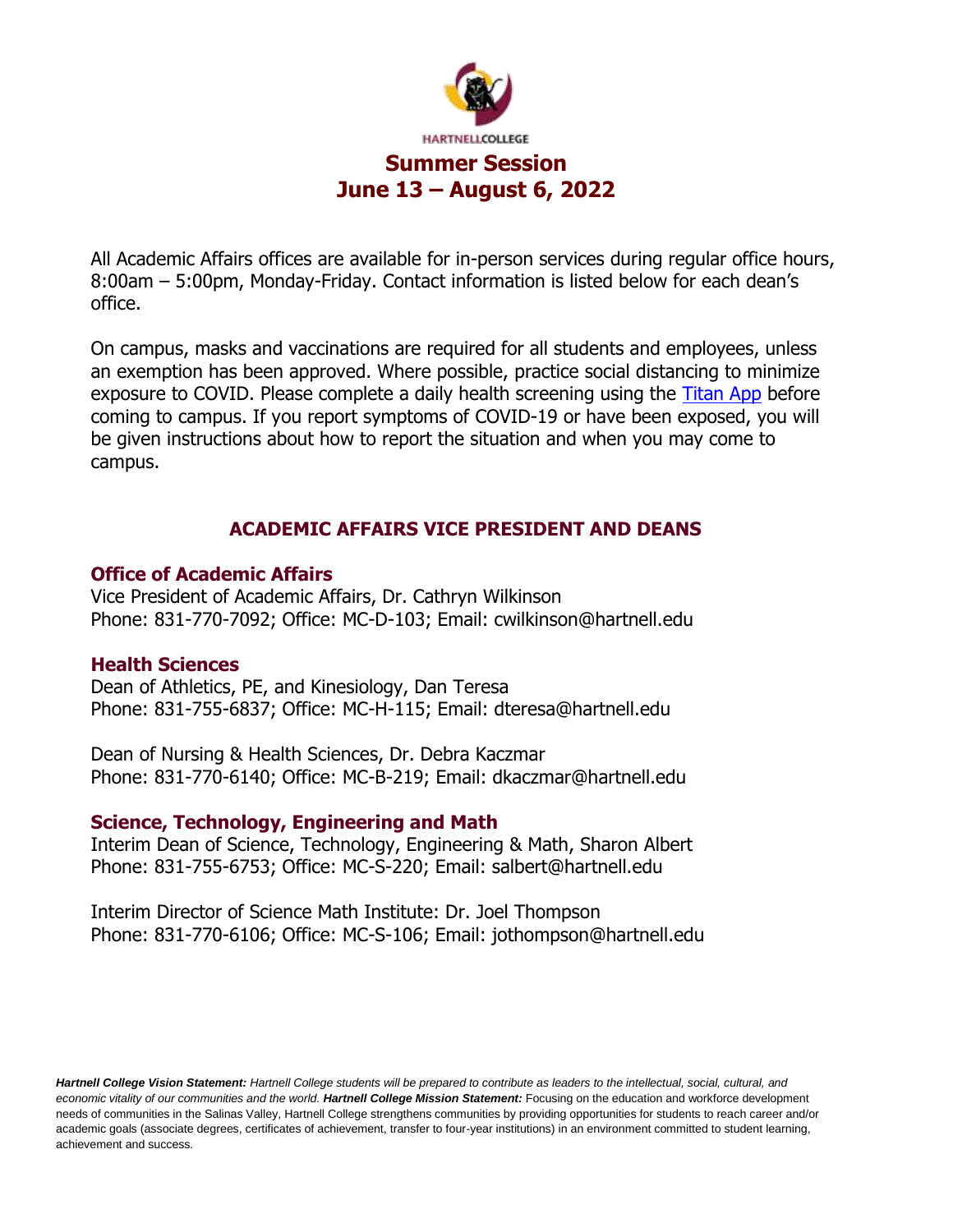HARTNELLCOLLEGE

# Summer Session
# June 13 – August 6, 2022

All Academic Affairs offices are available for in-person services during regular office hours, 8:00am – 5:00pm, Monday-Friday. Contact information is listed below for each dean's office.

On campus, masks and vaccinations are required for all students and employees, unless an exemption has been approved. Where possible, practice social distancing to minimize exposure to COVID. Please complete a daily health screening using the Titan App before coming to campus. If you report symptoms of COVID-19 or have been exposed, you will be given instructions about how to report the situation and when you may come to campus.

## ACADEMIC AFFAIRS VICE PRESIDENT AND DEANS

### Office of Academic Affairs

Vice President of Academic Affairs, Dr. Cathryn Wilkinson
Phone: 831-770-7092; Office: MC-D-103; Email: cwilkinson@hartnell.edu

### Health Sciences

Dean of Athletics, PE, and Kinesiology, Dan Teresa
Phone: 831-755-6837; Office: MC-H-115; Email: dteresa@hartnell.edu

Dean of Nursing & Health Sciences, Dr. Debra Kaczmar
Phone: 831-770-6140; Office: MC-B-219; Email: dkaczmar@hartnell.edu

### Science, Technology, Engineering and Math

Interim Dean of Science, Technology, Engineering & Math, Sharon Albert
Phone: 831-755-6753; Office: MC-S-220; Email: salbert@hartnell.edu

Interim Director of Science Math Institute: Dr. Joel Thompson
Phone: 831-770-6106; Office: MC-S-106; Email: jothompson@hartnell.edu

***Hartnell College Vision Statement:** Hartnell College students will be prepared to contribute as leaders to the intellectual, social, cultural, and economic vitality of our communities and the world.* ***Hartnell College Mission Statement:*** Focusing on the education and workforce development needs of communities in the Salinas Valley, Hartnell College strengthens communities by providing opportunities for students to reach career and/or academic goals (associate degrees, certificates of achievement, transfer to four-year institutions) in an environment committed to student learning, achievement and success.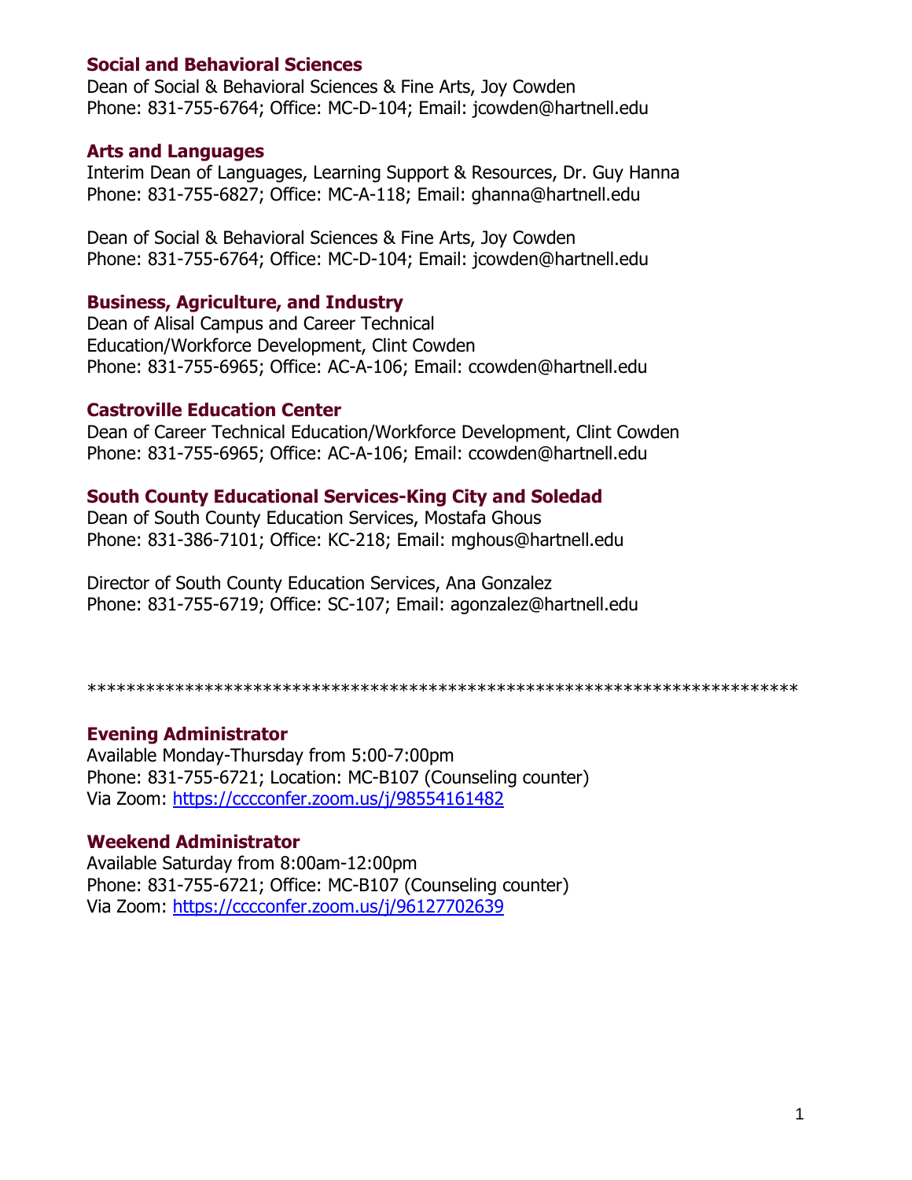### Social and Behavioral Sciences

Dean of Social & Behavioral Sciences & Fine Arts, Joy Cowden
Phone: 831-755-6764; Office: MC-D-104; Email: jcowden@hartnell.edu

### Arts and Languages

Interim Dean of Languages, Learning Support & Resources, Dr. Guy Hanna
Phone: 831-755-6827; Office: MC-A-118; Email: ghanna@hartnell.edu

Dean of Social & Behavioral Sciences & Fine Arts, Joy Cowden
Phone: 831-755-6764; Office: MC-D-104; Email: jcowden@hartnell.edu

### Business, Agriculture, and Industry

Dean of Alisal Campus and Career Technical Education/Workforce Development, Clint Cowden
Phone: 831-755-6965; Office: AC-A-106; Email: ccowden@hartnell.edu

### Castroville Education Center

Dean of Career Technical Education/Workforce Development, Clint Cowden
Phone: 831-755-6965; Office: AC-A-106; Email: ccowden@hartnell.edu

### South County Educational Services-King City and Soledad

Dean of South County Education Services, Mostafa Ghous
Phone: 831-386-7101; Office: KC-218; Email: mghous@hartnell.edu

Director of South County Education Services, Ana Gonzalez
Phone: 831-755-6719; Office: SC-107; Email: agonzalez@hartnell.edu

**************************************************************************

### Evening Administrator

Available Monday-Thursday from 5:00-7:00pm
Phone: 831-755-6721; Location: MC-B107 (Counseling counter)
Via Zoom: https://cccconfer.zoom.us/j/98554161482

### Weekend Administrator

Available Saturday from 8:00am-12:00pm
Phone: 831-755-6721; Office: MC-B107 (Counseling counter)
Via Zoom: https://cccconfer.zoom.us/j/96127702639